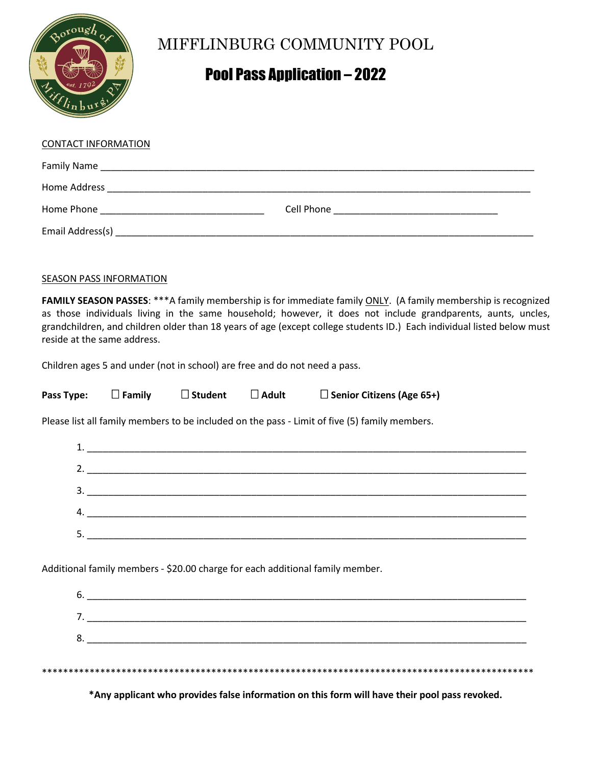# MIFFLINBURG COMMUNITY POOL

## Pool Pass Application – 2022

CONTACT INFORMATION

Family Name ____________________________________________________________________________

Home Address __________________________________________________________________________

Home Phone _____________________________ Cell Phone _____________________________

Email Address(s) ________________________________________________________________________

SEASON PASS INFORMATION

**FAMILY SEASON PASSES**: ***A family membership is for immediate family ONLY. (A family membership is recognized as those individuals living in the same household; however, it does not include grandparents, aunts, uncles, grandchildren, and children older than 18 years of age (except college students ID.) Each individual listed below must reside at the same address.

Children ages 5 and under (not in school) are free and do not need a pass.

**Pass Type:** ☐ **Family** ☐ **Student** ☐ **Adult** ☐ **Senior Citizens (Age 65+)**

Please list all family members to be included on the pass - Limit of five (5) family members.

1. ______________________________________________________________________________
2. ______________________________________________________________________________
3. ______________________________________________________________________________
4. ______________________________________________________________________________
5. ______________________________________________________________________________

Additional family members - $20.00 charge for each additional family member.

6. ______________________________________________________________________________
7. ______________________________________________________________________________
8. ______________________________________________________________________________

**************************************************************************************************

***Any applicant who provides false information on this form will have their pool pass revoked.**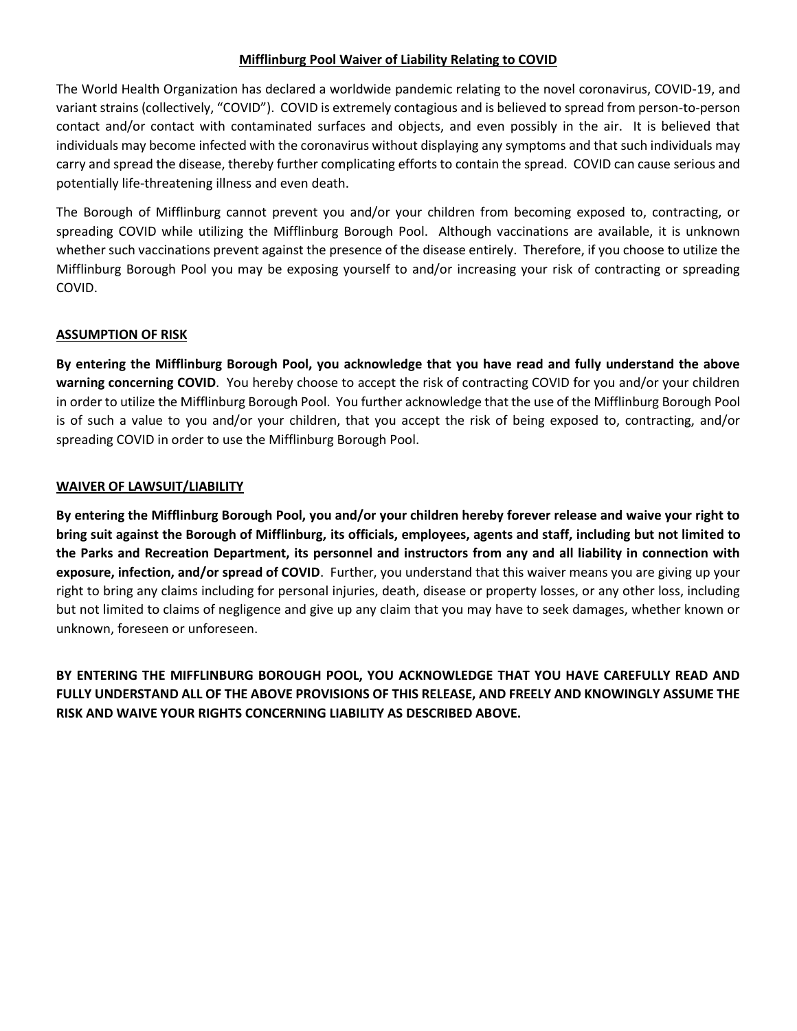**Mifflinburg Pool Waiver of Liability Relating to COVID**

The World Health Organization has declared a worldwide pandemic relating to the novel coronavirus, COVID-19, and variant strains (collectively, "COVID"). COVID is extremely contagious and is believed to spread from person-to-person contact and/or contact with contaminated surfaces and objects, and even possibly in the air. It is believed that individuals may become infected with the coronavirus without displaying any symptoms and that such individuals may carry and spread the disease, thereby further complicating efforts to contain the spread. COVID can cause serious and potentially life-threatening illness and even death.

The Borough of Mifflinburg cannot prevent you and/or your children from becoming exposed to, contracting, or spreading COVID while utilizing the Mifflinburg Borough Pool. Although vaccinations are available, it is unknown whether such vaccinations prevent against the presence of the disease entirely. Therefore, if you choose to utilize the Mifflinburg Borough Pool you may be exposing yourself to and/or increasing your risk of contracting or spreading COVID.

**ASSUMPTION OF RISK**

**By entering the Mifflinburg Borough Pool, you acknowledge that you have read and fully understand the above warning concerning COVID**. You hereby choose to accept the risk of contracting COVID for you and/or your children in order to utilize the Mifflinburg Borough Pool. You further acknowledge that the use of the Mifflinburg Borough Pool is of such a value to you and/or your children, that you accept the risk of being exposed to, contracting, and/or spreading COVID in order to use the Mifflinburg Borough Pool.

**WAIVER OF LAWSUIT/LIABILITY**

**By entering the Mifflinburg Borough Pool, you and/or your children hereby forever release and waive your right to bring suit against the Borough of Mifflinburg, its officials, employees, agents and staff, including but not limited to the Parks and Recreation Department, its personnel and instructors from any and all liability in connection with exposure, infection, and/or spread of COVID**. Further, you understand that this waiver means you are giving up your right to bring any claims including for personal injuries, death, disease or property losses, or any other loss, including but not limited to claims of negligence and give up any claim that you may have to seek damages, whether known or unknown, foreseen or unforeseen.

**BY ENTERING THE MIFFLINBURG BOROUGH POOL, YOU ACKNOWLEDGE THAT YOU HAVE CAREFULLY READ AND FULLY UNDERSTAND ALL OF THE ABOVE PROVISIONS OF THIS RELEASE, AND FREELY AND KNOWINGLY ASSUME THE RISK AND WAIVE YOUR RIGHTS CONCERNING LIABILITY AS DESCRIBED ABOVE.**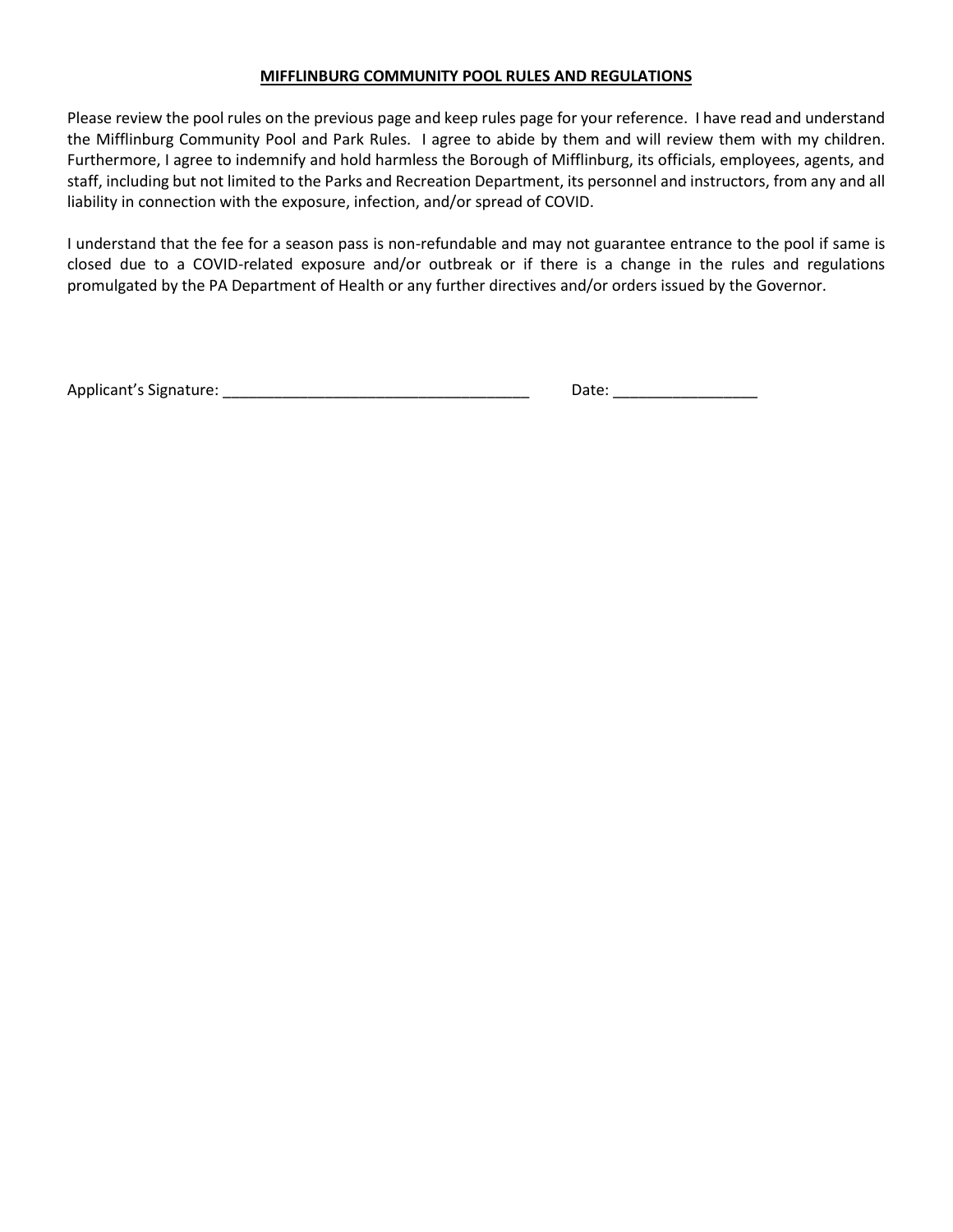**MIFFLINBURG COMMUNITY POOL RULES AND REGULATIONS**

Please review the pool rules on the previous page and keep rules page for your reference. I have read and understand the Mifflinburg Community Pool and Park Rules. I agree to abide by them and will review them with my children. Furthermore, I agree to indemnify and hold harmless the Borough of Mifflinburg, its officials, employees, agents, and staff, including but not limited to the Parks and Recreation Department, its personnel and instructors, from any and all liability in connection with the exposure, infection, and/or spread of COVID.

I understand that the fee for a season pass is non-refundable and may not guarantee entrance to the pool if same is closed due to a COVID-related exposure and/or outbreak or if there is a change in the rules and regulations promulgated by the PA Department of Health or any further directives and/or orders issued by the Governor.

Applicant's Signature: ____________________________________ Date: _________________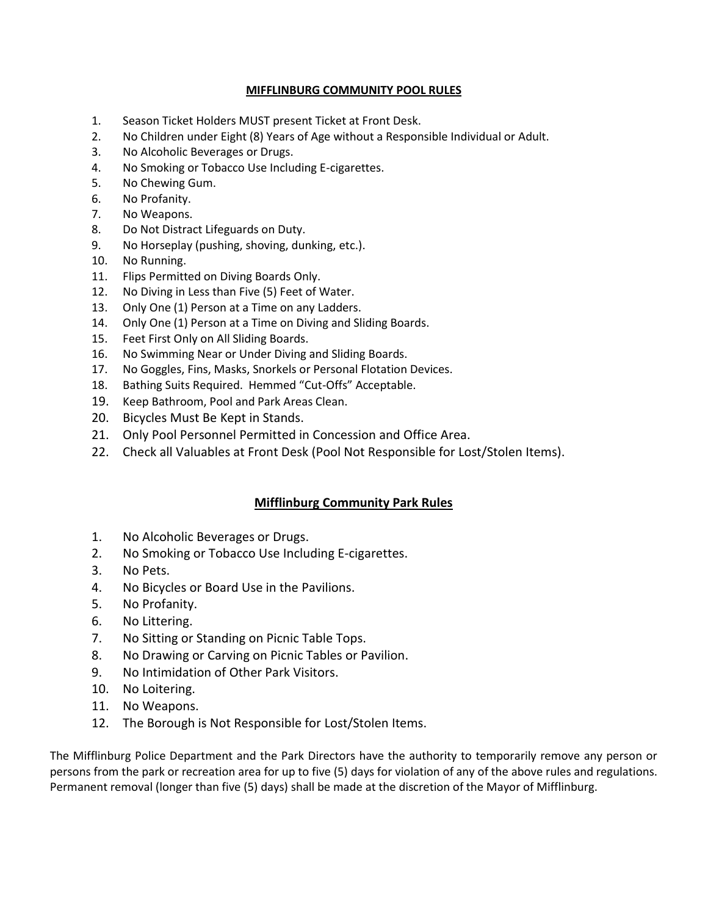## MIFFLINBURG COMMUNITY POOL RULES

1. Season Ticket Holders MUST present Ticket at Front Desk.
2. No Children under Eight (8) Years of Age without a Responsible Individual or Adult.
3. No Alcoholic Beverages or Drugs.
4. No Smoking or Tobacco Use Including E-cigarettes.
5. No Chewing Gum.
6. No Profanity.
7. No Weapons.
8. Do Not Distract Lifeguards on Duty.
9. No Horseplay (pushing, shoving, dunking, etc.).
10. No Running.
11. Flips Permitted on Diving Boards Only.
12. No Diving in Less than Five (5) Feet of Water.
13. Only One (1) Person at a Time on any Ladders.
14. Only One (1) Person at a Time on Diving and Sliding Boards.
15. Feet First Only on All Sliding Boards.
16. No Swimming Near or Under Diving and Sliding Boards.
17. No Goggles, Fins, Masks, Snorkels or Personal Flotation Devices.
18. Bathing Suits Required. Hemmed "Cut-Offs" Acceptable.
19. Keep Bathroom, Pool and Park Areas Clean.
20. Bicycles Must Be Kept in Stands.
21. Only Pool Personnel Permitted in Concession and Office Area.
22. Check all Valuables at Front Desk (Pool Not Responsible for Lost/Stolen Items).

## Mifflinburg Community Park Rules

1. No Alcoholic Beverages or Drugs.
2. No Smoking or Tobacco Use Including E-cigarettes.
3. No Pets.
4. No Bicycles or Board Use in the Pavilions.
5. No Profanity.
6. No Littering.
7. No Sitting or Standing on Picnic Table Tops.
8. No Drawing or Carving on Picnic Tables or Pavilion.
9. No Intimidation of Other Park Visitors.
10. No Loitering.
11. No Weapons.
12. The Borough is Not Responsible for Lost/Stolen Items.

The Mifflinburg Police Department and the Park Directors have the authority to temporarily remove any person or persons from the park or recreation area for up to five (5) days for violation of any of the above rules and regulations. Permanent removal (longer than five (5) days) shall be made at the discretion of the Mayor of Mifflinburg.